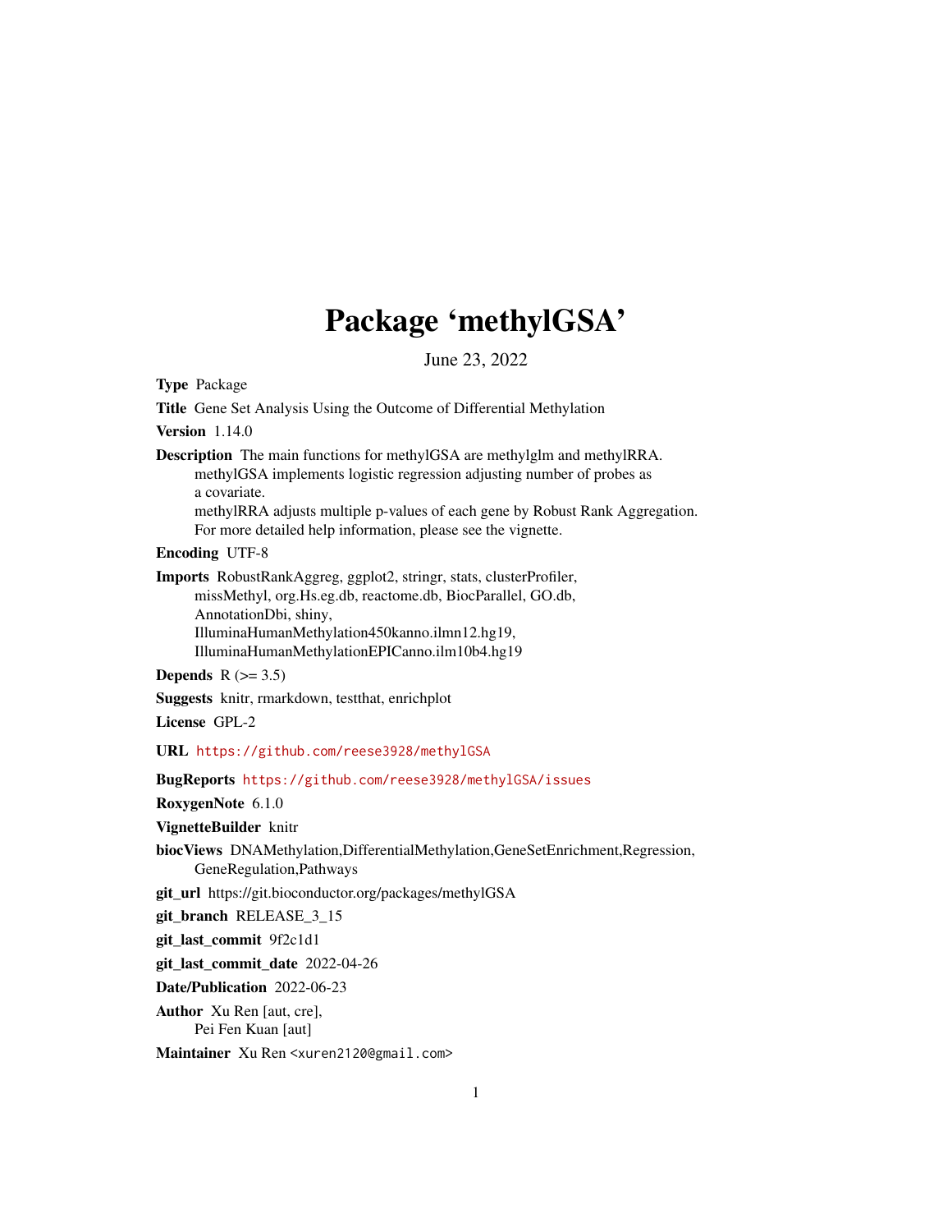# Package 'methylGSA'

June 23, 2022

**Type** Package

**Title** Gene Set Analysis Using the Outcome of Differential Methylation

**Version** 1.14.0

**Description** The main functions for methylGSA are methylglm and methylRRA.
methylGSA implements logistic regression adjusting number of probes as
a covariate.
methylRRA adjusts multiple p-values of each gene by Robust Rank Aggregation.
For more detailed help information, please see the vignette.

**Encoding** UTF-8

**Imports** RobustRankAggreg, ggplot2, stringr, stats, clusterProfiler,
missMethyl, org.Hs.eg.db, reactome.db, BiocParallel, GO.db,
AnnotationDbi, shiny,
IlluminaHumanMethylation450kanno.ilmn12.hg19,
IlluminaHumanMethylationEPICanno.ilm10b4.hg19

**Depends** R (>= 3.5)

**Suggests** knitr, rmarkdown, testthat, enrichplot

**License** GPL-2

**URL** https://github.com/reese3928/methylGSA

**BugReports** https://github.com/reese3928/methylGSA/issues

**RoxygenNote** 6.1.0

**VignetteBuilder** knitr

**biocViews** DNAMethylation,DifferentialMethylation,GeneSetEnrichment,Regression,
GeneRegulation,Pathways

**git_url** https://git.bioconductor.org/packages/methylGSA

**git_branch** RELEASE_3_15

**git_last_commit** 9f2c1d1

**git_last_commit_date** 2022-04-26

**Date/Publication** 2022-06-23

**Author** Xu Ren [aut, cre],
Pei Fen Kuan [aut]

**Maintainer** Xu Ren <xuren2120@gmail.com>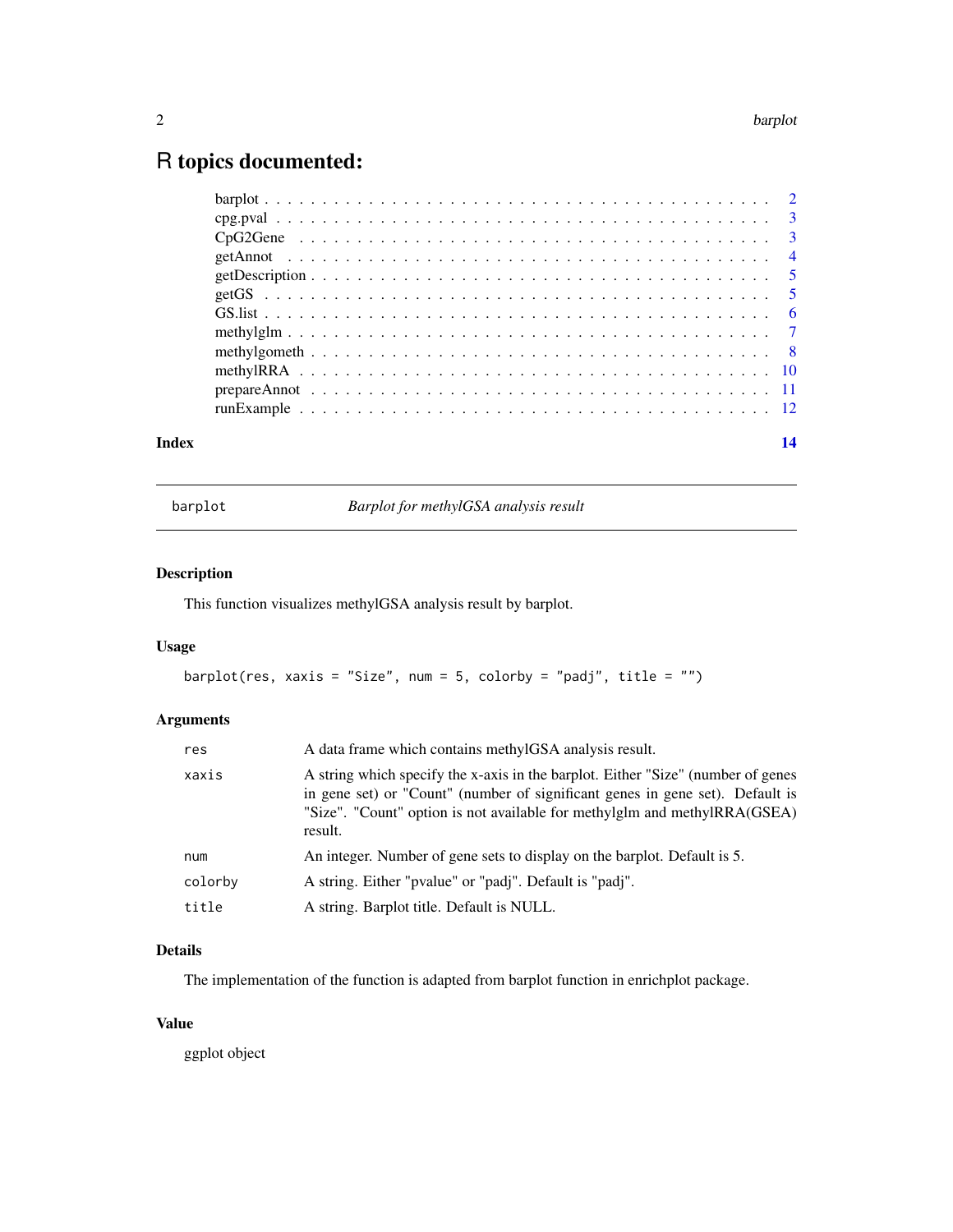# R topics documented:

| | |
|---|---|
| barplot | 2 |
| cpg.pval | 3 |
| CpG2Gene | 3 |
| getAnnot | 4 |
| getDescription | 5 |
| getGS | 5 |
| GS.list | 6 |
| methylglm | 7 |
| methylgometh | 8 |
| methylRRA | 10 |
| prepareAnnot | 11 |
| runExample | 12 |
| **Index** | **14** |

---

## barplot — *Barplot for methylGSA analysis result*

### Description

This function visualizes methylGSA analysis result by barplot.

### Usage

```
barplot(res, xaxis = "Size", num = 5, colorby = "padj", title = "")
```

### Arguments

| | |
|---|---|
| `res` | A data frame which contains methylGSA analysis result. |
| `xaxis` | A string which specify the x-axis in the barplot. Either "Size" (number of genes in gene set) or "Count" (number of significant genes in gene set). Default is "Size". "Count" option is not available for methylglm and methylRRA(GSEA) result. |
| `num` | An integer. Number of gene sets to display on the barplot. Default is 5. |
| `colorby` | A string. Either "pvalue" or "padj". Default is "padj". |
| `title` | A string. Barplot title. Default is NULL. |

### Details

The implementation of the function is adapted from barplot function in enrichplot package.

### Value

ggplot object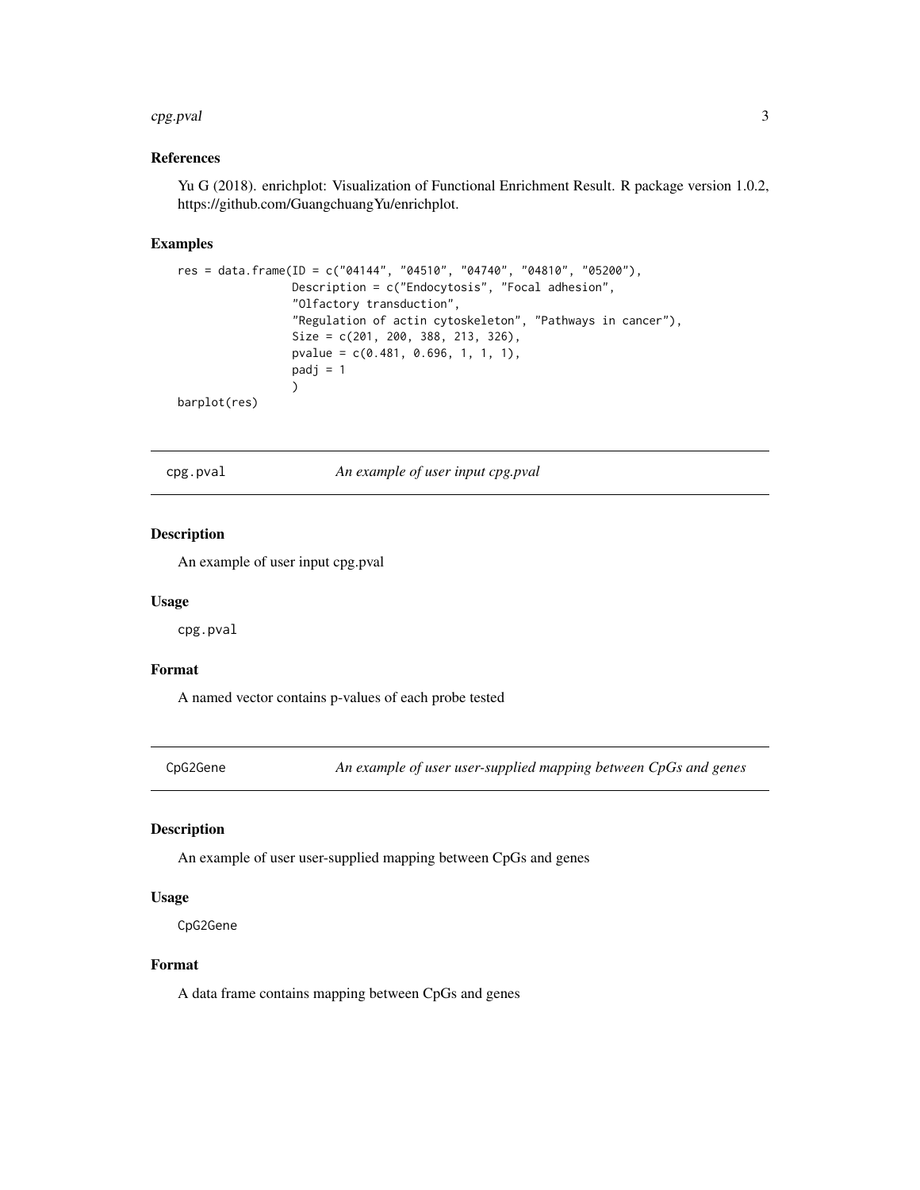### References

Yu G (2018). enrichplot: Visualization of Functional Enrichment Result. R package version 1.0.2, https://github.com/GuangchuangYu/enrichplot.

### Examples

```
res = data.frame(ID = c("04144", "04510", "04740", "04810", "05200"),
                 Description = c("Endocytosis", "Focal adhesion",
                 "Olfactory transduction",
                 "Regulation of actin cytoskeleton", "Pathways in cancer"),
                 Size = c(201, 200, 388, 213, 326),
                 pvalue = c(0.481, 0.696, 1, 1, 1),
                 padj = 1
                 )
barplot(res)
```

---

## cpg.pval — *An example of user input cpg.pval*

### Description

An example of user input cpg.pval

### Usage

```
cpg.pval
```

### Format

A named vector contains p-values of each probe tested

---

## CpG2Gene — *An example of user user-supplied mapping between CpGs and genes*

### Description

An example of user user-supplied mapping between CpGs and genes

### Usage

```
CpG2Gene
```

### Format

A data frame contains mapping between CpGs and genes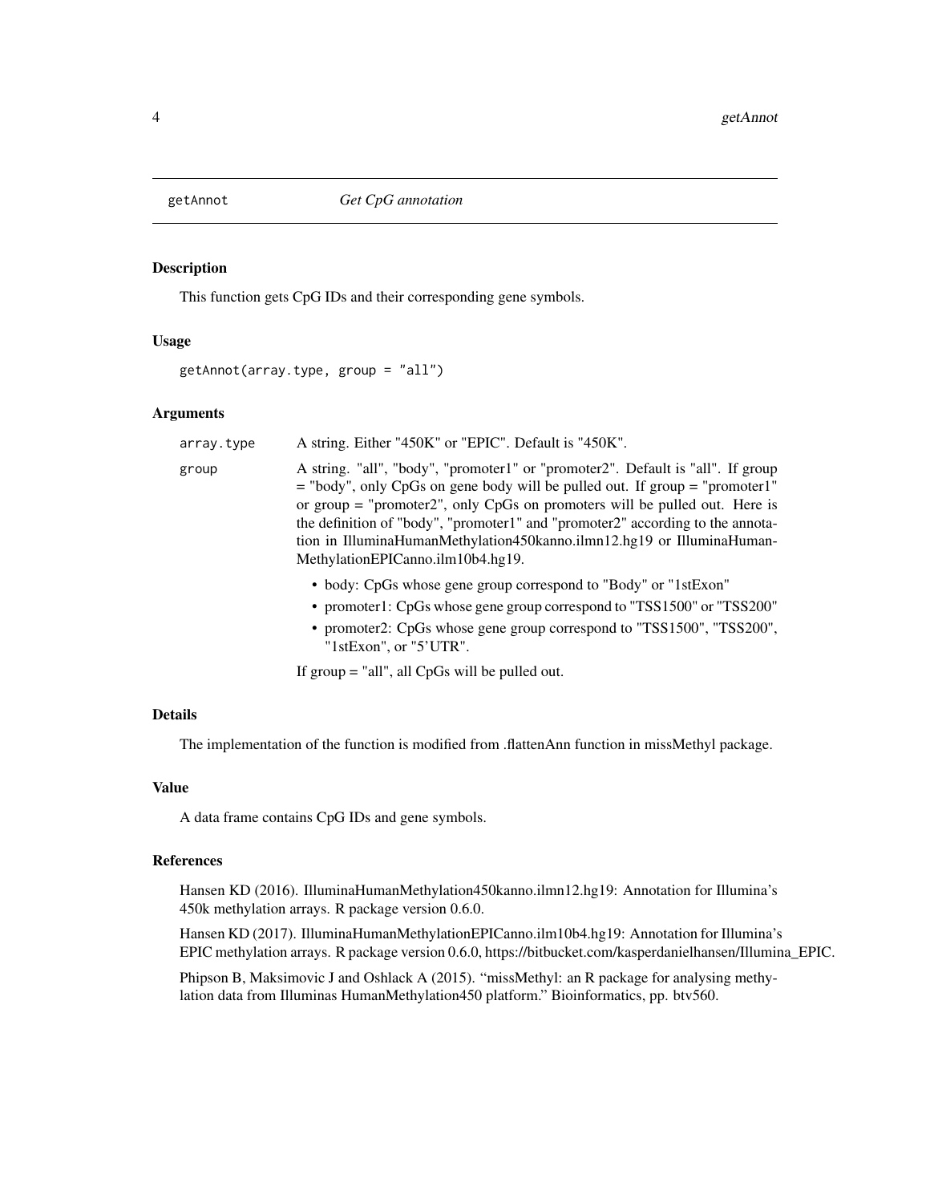# getAnnot — *Get CpG annotation*

## Description

This function gets CpG IDs and their corresponding gene symbols.

## Usage

```
getAnnot(array.type, group = "all")
```

## Arguments

| | |
|---|---|
| `array.type` | A string. Either "450K" or "EPIC". Default is "450K". |
| `group` | A string. "all", "body", "promoter1" or "promoter2". Default is "all". If group = "body", only CpGs on gene body will be pulled out. If group = "promoter1" or group = "promoter2", only CpGs on promoters will be pulled out. Here is the definition of "body", "promoter1" and "promoter2" according to the annotation in IlluminaHumanMethylation450kanno.ilmn12.hg19 or IlluminaHumanMethylationEPICanno.ilm10b4.hg19. |

- body: CpGs whose gene group correspond to "Body" or "1stExon"
- promoter1: CpGs whose gene group correspond to "TSS1500" or "TSS200"
- promoter2: CpGs whose gene group correspond to "TSS1500", "TSS200", "1stExon", or "5'UTR".

If group = "all", all CpGs will be pulled out.

## Details

The implementation of the function is modified from .flattenAnn function in missMethyl package.

## Value

A data frame contains CpG IDs and gene symbols.

## References

Hansen KD (2016). IlluminaHumanMethylation450kanno.ilmn12.hg19: Annotation for Illumina's 450k methylation arrays. R package version 0.6.0.

Hansen KD (2017). IlluminaHumanMethylationEPICanno.ilm10b4.hg19: Annotation for Illumina's EPIC methylation arrays. R package version 0.6.0, https://bitbucket.com/kasperdanielhansen/Illumina_EPIC.

Phipson B, Maksimovic J and Oshlack A (2015). "missMethyl: an R package for analysing methylation data from Illuminas HumanMethylation450 platform." Bioinformatics, pp. btv560.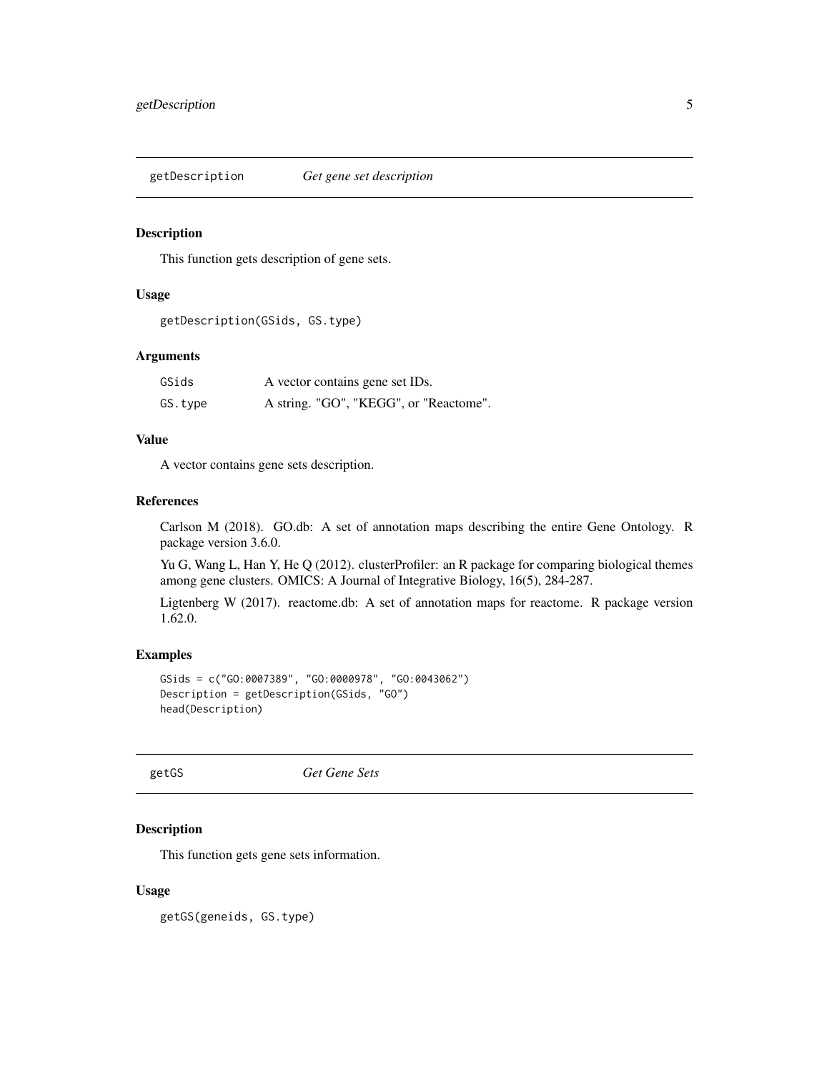## getDescription *Get gene set description*

### Description

This function gets description of gene sets.

### Usage

```
getDescription(GSids, GS.type)
```

### Arguments

| | |
|---|---|
| GSids | A vector contains gene set IDs. |
| GS.type | A string. "GO", "KEGG", or "Reactome". |

### Value

A vector contains gene sets description.

### References

Carlson M (2018). GO.db: A set of annotation maps describing the entire Gene Ontology. R package version 3.6.0.

Yu G, Wang L, Han Y, He Q (2012). clusterProfiler: an R package for comparing biological themes among gene clusters. OMICS: A Journal of Integrative Biology, 16(5), 284-287.

Ligtenberg W (2017). reactome.db: A set of annotation maps for reactome. R package version 1.62.0.

### Examples

```
GSids = c("GO:0007389", "GO:0000978", "GO:0043062")
Description = getDescription(GSids, "GO")
head(Description)
```

## getGS *Get Gene Sets*

### Description

This function gets gene sets information.

### Usage

```
getGS(geneids, GS.type)
```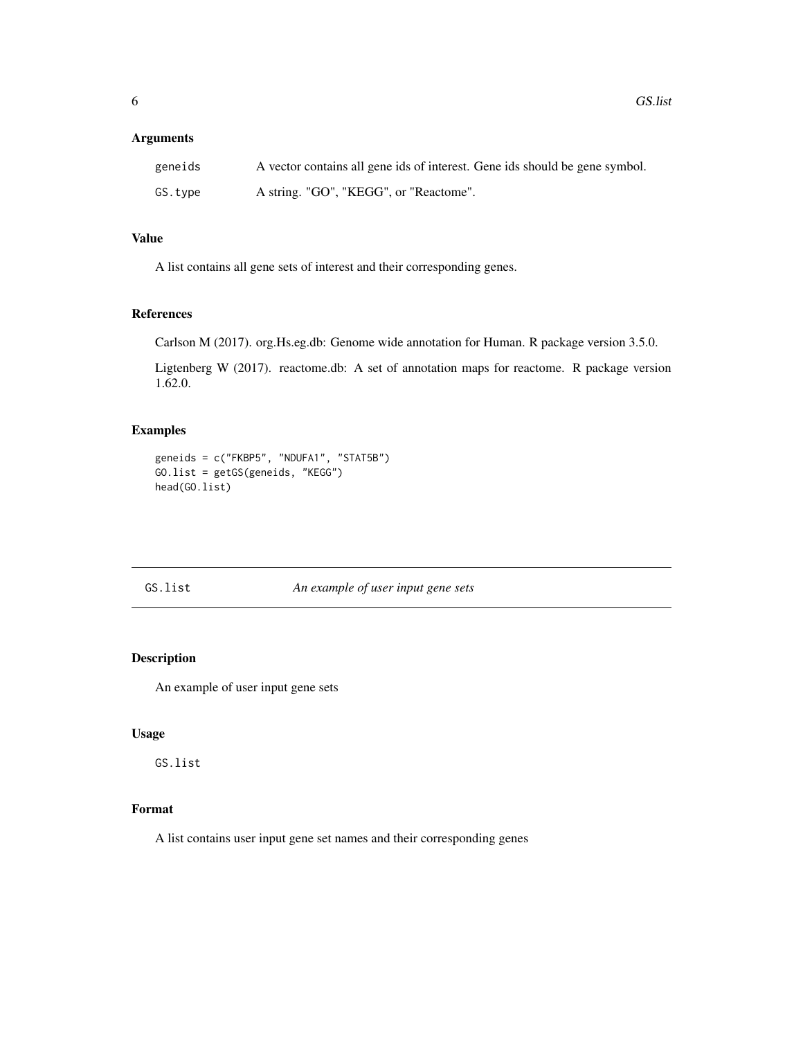## Arguments

| | |
|---|---|
| geneids | A vector contains all gene ids of interest. Gene ids should be gene symbol. |
| GS.type | A string. "GO", "KEGG", or "Reactome". |

## Value

A list contains all gene sets of interest and their corresponding genes.

## References

Carlson M (2017). org.Hs.eg.db: Genome wide annotation for Human. R package version 3.5.0.

Ligtenberg W (2017). reactome.db: A set of annotation maps for reactome. R package version 1.62.0.

## Examples

```
geneids = c("FKBP5", "NDUFA1", "STAT5B")
GO.list = getGS(geneids, "KEGG")
head(GO.list)
```

---

# GS.list *An example of user input gene sets*

---

## Description

An example of user input gene sets

## Usage

```
GS.list
```

## Format

A list contains user input gene set names and their corresponding genes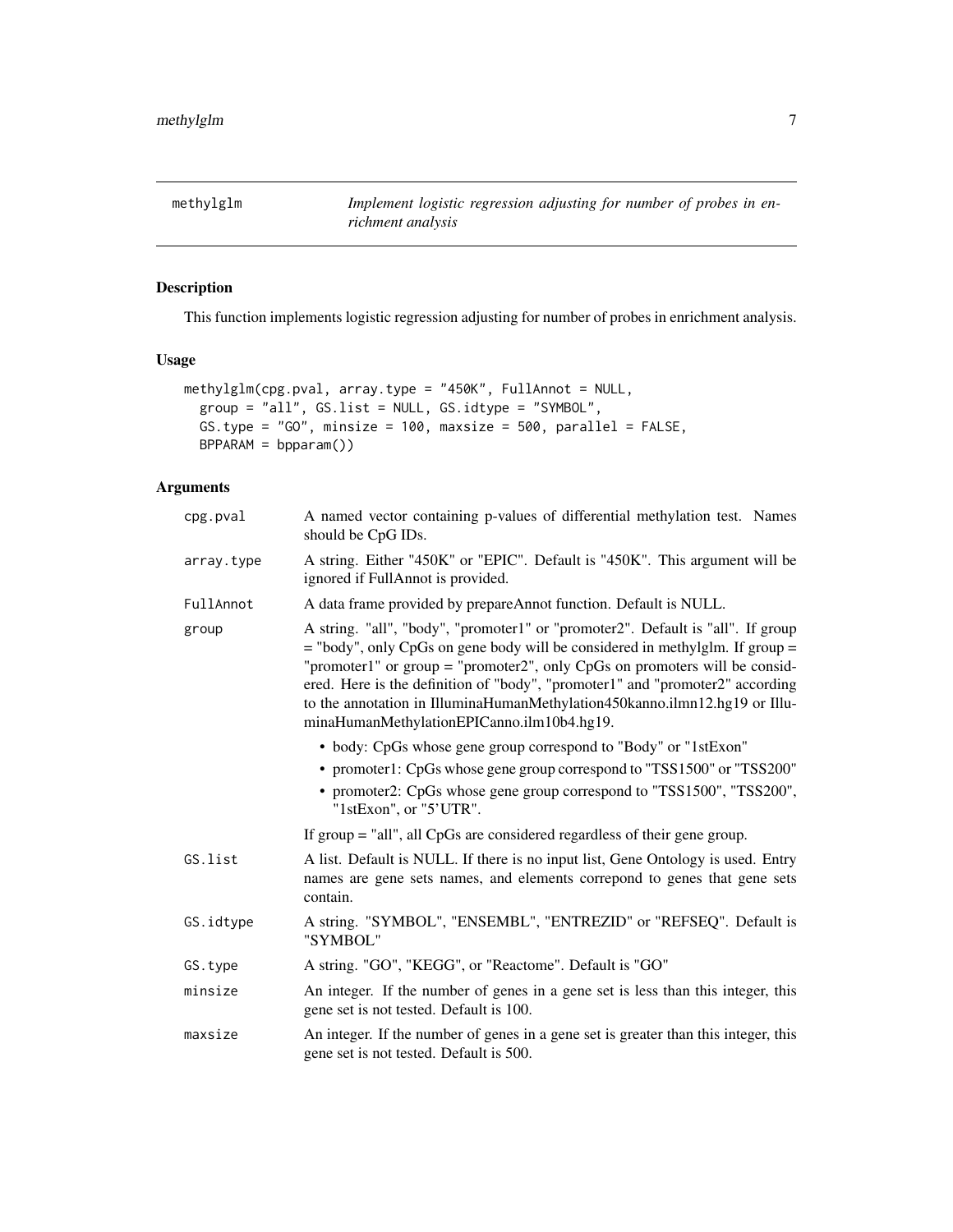# methylglm

*Implement logistic regression adjusting for number of probes in enrichment analysis*

## Description

This function implements logistic regression adjusting for number of probes in enrichment analysis.

## Usage

```
methylglm(cpg.pval, array.type = "450K", FullAnnot = NULL,
  group = "all", GS.list = NULL, GS.idtype = "SYMBOL",
  GS.type = "GO", minsize = 100, maxsize = 500, parallel = FALSE,
  BPPARAM = bpparam())
```

## Arguments

| | |
|---|---|
| cpg.pval | A named vector containing p-values of differential methylation test. Names should be CpG IDs. |
| array.type | A string. Either "450K" or "EPIC". Default is "450K". This argument will be ignored if FullAnnot is provided. |
| FullAnnot | A data frame provided by prepareAnnot function. Default is NULL. |
| group | A string. "all", "body", "promoter1" or "promoter2". Default is "all". If group = "body", only CpGs on gene body will be considered in methylglm. If group = "promoter1" or group = "promoter2", only CpGs on promoters will be considered. Here is the definition of "body", "promoter1" and "promoter2" according to the annotation in IlluminaHumanMethylation450kanno.ilmn12.hg19 or IlluminaHumanMethylationEPICanno.ilm10b4.hg19.<br>• body: CpGs whose gene group correspond to "Body" or "1stExon"<br>• promoter1: CpGs whose gene group correspond to "TSS1500" or "TSS200"<br>• promoter2: CpGs whose gene group correspond to "TSS1500", "TSS200", "1stExon", or "5'UTR".<br>If group = "all", all CpGs are considered regardless of their gene group. |
| GS.list | A list. Default is NULL. If there is no input list, Gene Ontology is used. Entry names are gene sets names, and elements correpond to genes that gene sets contain. |
| GS.idtype | A string. "SYMBOL", "ENSEMBL", "ENTREZID" or "REFSEQ". Default is "SYMBOL" |
| GS.type | A string. "GO", "KEGG", or "Reactome". Default is "GO" |
| minsize | An integer. If the number of genes in a gene set is less than this integer, this gene set is not tested. Default is 100. |
| maxsize | An integer. If the number of genes in a gene set is greater than this integer, this gene set is not tested. Default is 500. |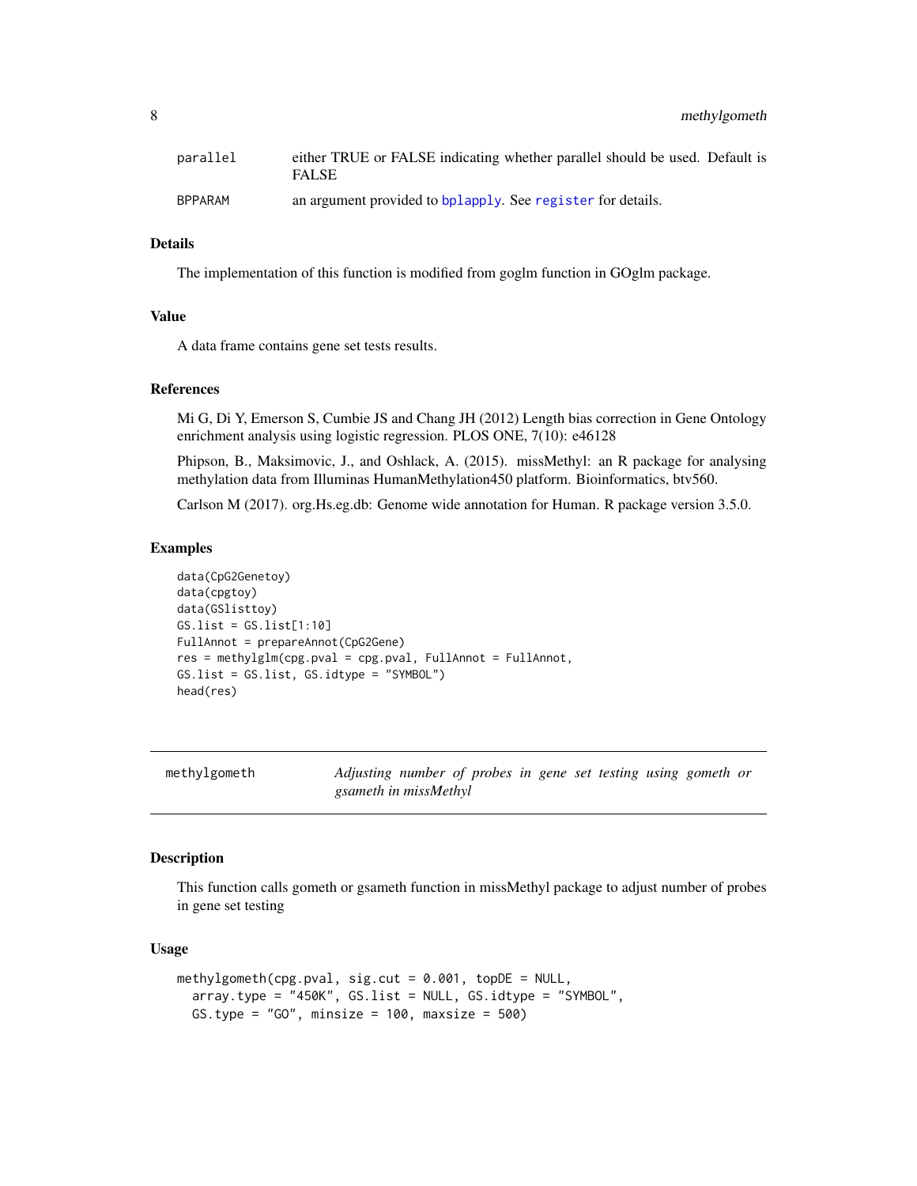| | |
|---|---|
| parallel | either TRUE or FALSE indicating whether parallel should be used. Default is FALSE |
| BPPARAM | an argument provided to bplapply. See register for details. |

### Details

The implementation of this function is modified from goglm function in GOglm package.

### Value

A data frame contains gene set tests results.

### References

Mi G, Di Y, Emerson S, Cumbie JS and Chang JH (2012) Length bias correction in Gene Ontology enrichment analysis using logistic regression. PLOS ONE, 7(10): e46128

Phipson, B., Maksimovic, J., and Oshlack, A. (2015). missMethyl: an R package for analysing methylation data from Illuminas HumanMethylation450 platform. Bioinformatics, btv560.

Carlson M (2017). org.Hs.eg.db: Genome wide annotation for Human. R package version 3.5.0.

### Examples

```
data(CpG2Genetoy)
data(cpgtoy)
data(GSlisttoy)
GS.list = GS.list[1:10]
FullAnnot = prepareAnnot(CpG2Gene)
res = methylglm(cpg.pval = cpg.pval, FullAnnot = FullAnnot,
GS.list = GS.list, GS.idtype = "SYMBOL")
head(res)
```

---

## methylgometh — *Adjusting number of probes in gene set testing using gometh or gsameth in missMethyl*

### Description

This function calls gometh or gsameth function in missMethyl package to adjust number of probes in gene set testing

### Usage

```
methylgometh(cpg.pval, sig.cut = 0.001, topDE = NULL,
  array.type = "450K", GS.list = NULL, GS.idtype = "SYMBOL",
  GS.type = "GO", minsize = 100, maxsize = 500)
```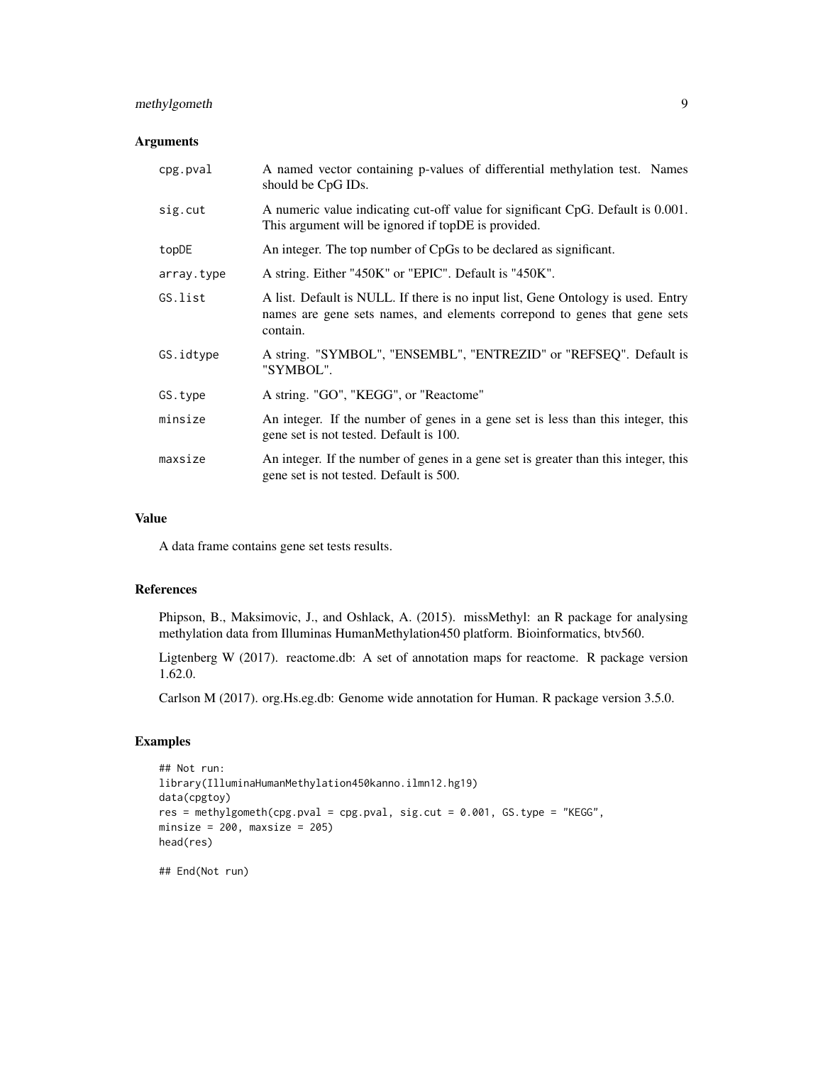## Arguments

| | |
|---|---|
| `cpg.pval` | A named vector containing p-values of differential methylation test. Names should be CpG IDs. |
| `sig.cut` | A numeric value indicating cut-off value for significant CpG. Default is 0.001. This argument will be ignored if topDE is provided. |
| `topDE` | An integer. The top number of CpGs to be declared as significant. |
| `array.type` | A string. Either "450K" or "EPIC". Default is "450K". |
| `GS.list` | A list. Default is NULL. If there is no input list, Gene Ontology is used. Entry names are gene sets names, and elements correpond to genes that gene sets contain. |
| `GS.idtype` | A string. "SYMBOL", "ENSEMBL", "ENTREZID" or "REFSEQ". Default is "SYMBOL". |
| `GS.type` | A string. "GO", "KEGG", or "Reactome" |
| `minsize` | An integer. If the number of genes in a gene set is less than this integer, this gene set is not tested. Default is 100. |
| `maxsize` | An integer. If the number of genes in a gene set is greater than this integer, this gene set is not tested. Default is 500. |

## Value

A data frame contains gene set tests results.

## References

Phipson, B., Maksimovic, J., and Oshlack, A. (2015). missMethyl: an R package for analysing methylation data from Illuminas HumanMethylation450 platform. Bioinformatics, btv560.

Ligtenberg W (2017). reactome.db: A set of annotation maps for reactome. R package version 1.62.0.

Carlson M (2017). org.Hs.eg.db: Genome wide annotation for Human. R package version 3.5.0.

## Examples

```
## Not run:
library(IlluminaHumanMethylation450kanno.ilmn12.hg19)
data(cpgtoy)
res = methylgometh(cpg.pval = cpg.pval, sig.cut = 0.001, GS.type = "KEGG",
minsize = 200, maxsize = 205)
head(res)

## End(Not run)
```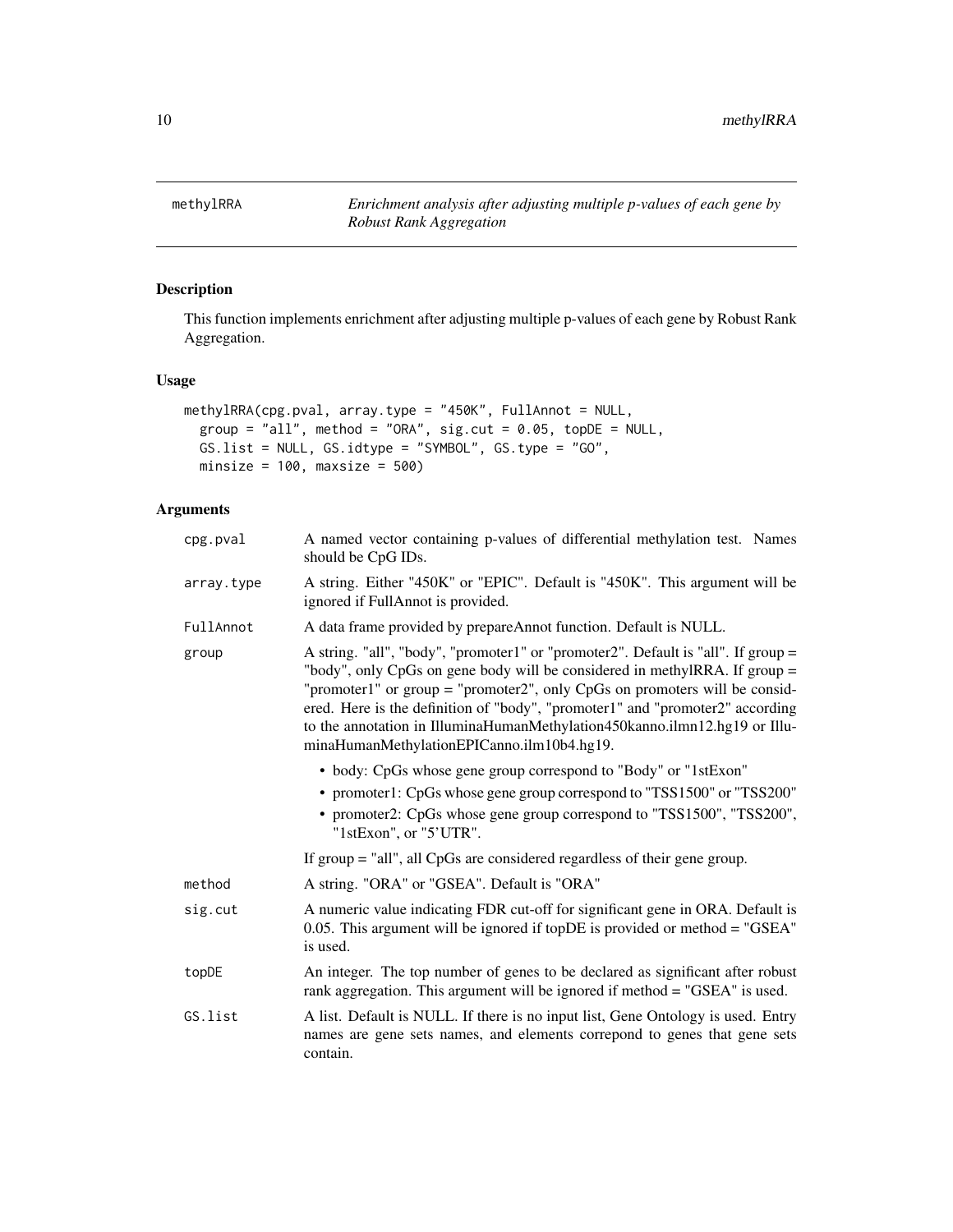# methylRRA

*Enrichment analysis after adjusting multiple p-values of each gene by Robust Rank Aggregation*

## Description

This function implements enrichment after adjusting multiple p-values of each gene by Robust Rank Aggregation.

## Usage

```
methylRRA(cpg.pval, array.type = "450K", FullAnnot = NULL,
  group = "all", method = "ORA", sig.cut = 0.05, topDE = NULL,
  GS.list = NULL, GS.idtype = "SYMBOL", GS.type = "GO",
  minsize = 100, maxsize = 500)
```

## Arguments

| | |
|---|---|
| cpg.pval | A named vector containing p-values of differential methylation test. Names should be CpG IDs. |
| array.type | A string. Either "450K" or "EPIC". Default is "450K". This argument will be ignored if FullAnnot is provided. |
| FullAnnot | A data frame provided by prepareAnnot function. Default is NULL. |
| group | A string. "all", "body", "promoter1" or "promoter2". Default is "all". If group = "body", only CpGs on gene body will be considered in methylRRA. If group = "promoter1" or group = "promoter2", only CpGs on promoters will be considered. Here is the definition of "body", "promoter1" and "promoter2" according to the annotation in IlluminaHumanMethylation450kanno.ilmn12.hg19 or IlluminaHumanMethylationEPICanno.ilm10b4.hg19.<br>• body: CpGs whose gene group correspond to "Body" or "1stExon"<br>• promoter1: CpGs whose gene group correspond to "TSS1500" or "TSS200"<br>• promoter2: CpGs whose gene group correspond to "TSS1500", "TSS200", "1stExon", or "5'UTR".<br>If group = "all", all CpGs are considered regardless of their gene group. |
| method | A string. "ORA" or "GSEA". Default is "ORA" |
| sig.cut | A numeric value indicating FDR cut-off for significant gene in ORA. Default is 0.05. This argument will be ignored if topDE is provided or method = "GSEA" is used. |
| topDE | An integer. The top number of genes to be declared as significant after robust rank aggregation. This argument will be ignored if method = "GSEA" is used. |
| GS.list | A list. Default is NULL. If there is no input list, Gene Ontology is used. Entry names are gene sets names, and elements correpond to genes that gene sets contain. |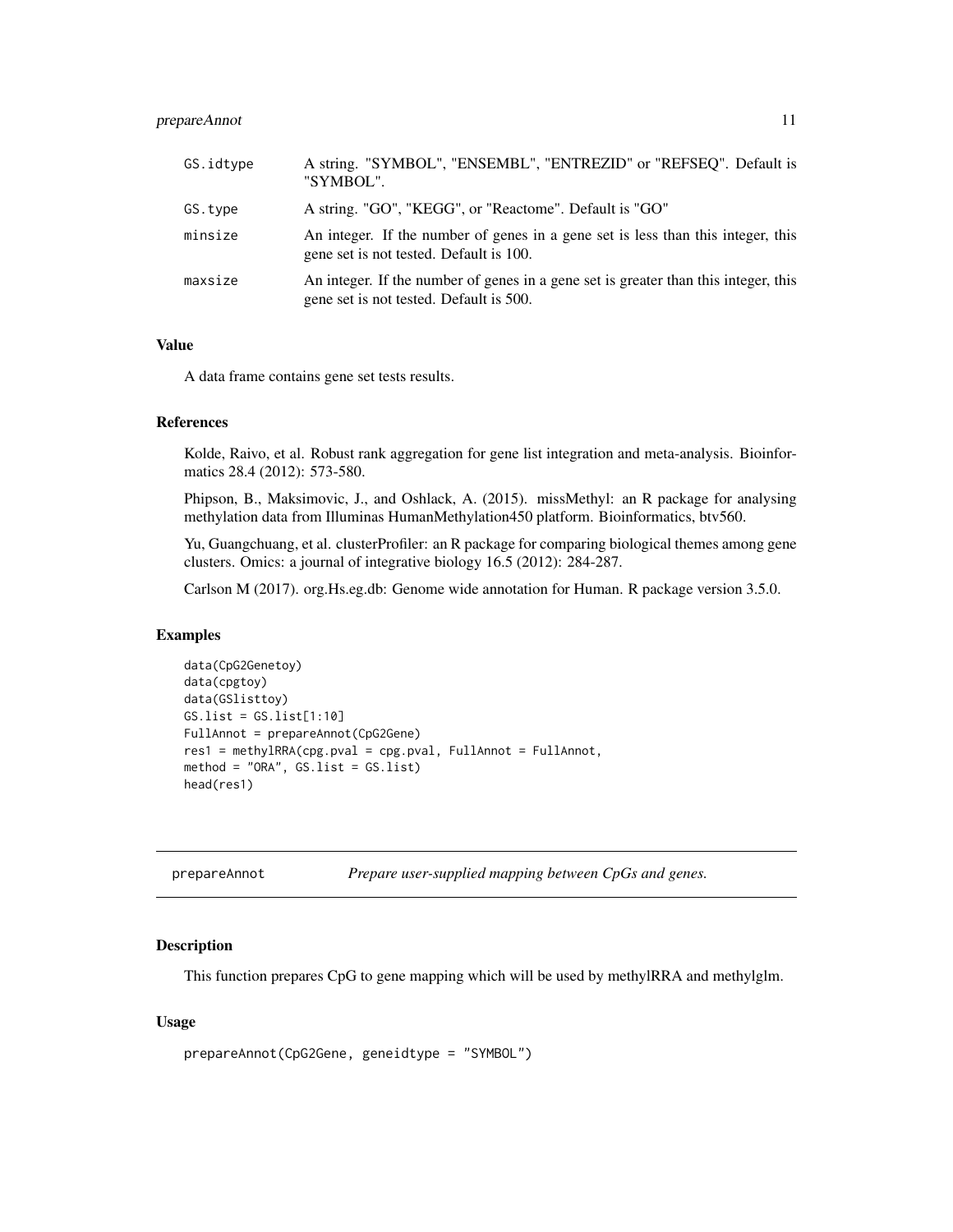| | |
|---|---|
| GS.idtype | A string. "SYMBOL", "ENSEMBL", "ENTREZID" or "REFSEQ". Default is "SYMBOL". |
| GS.type | A string. "GO", "KEGG", or "Reactome". Default is "GO" |
| minsize | An integer. If the number of genes in a gene set is less than this integer, this gene set is not tested. Default is 100. |
| maxsize | An integer. If the number of genes in a gene set is greater than this integer, this gene set is not tested. Default is 500. |

### Value

A data frame contains gene set tests results.

### References

Kolde, Raivo, et al. Robust rank aggregation for gene list integration and meta-analysis. Bioinformatics 28.4 (2012): 573-580.

Phipson, B., Maksimovic, J., and Oshlack, A. (2015). missMethyl: an R package for analysing methylation data from Illuminas HumanMethylation450 platform. Bioinformatics, btv560.

Yu, Guangchuang, et al. clusterProfiler: an R package for comparing biological themes among gene clusters. Omics: a journal of integrative biology 16.5 (2012): 284-287.

Carlson M (2017). org.Hs.eg.db: Genome wide annotation for Human. R package version 3.5.0.

### Examples

```
data(CpG2Genetoy)
data(cpgtoy)
data(GSlisttoy)
GS.list = GS.list[1:10]
FullAnnot = prepareAnnot(CpG2Gene)
res1 = methylRRA(cpg.pval = cpg.pval, FullAnnot = FullAnnot,
method = "ORA", GS.list = GS.list)
head(res1)
```

---

## prepareAnnot — *Prepare user-supplied mapping between CpGs and genes.*

### Description

This function prepares CpG to gene mapping which will be used by methylRRA and methylglm.

### Usage

```
prepareAnnot(CpG2Gene, geneidtype = "SYMBOL")
```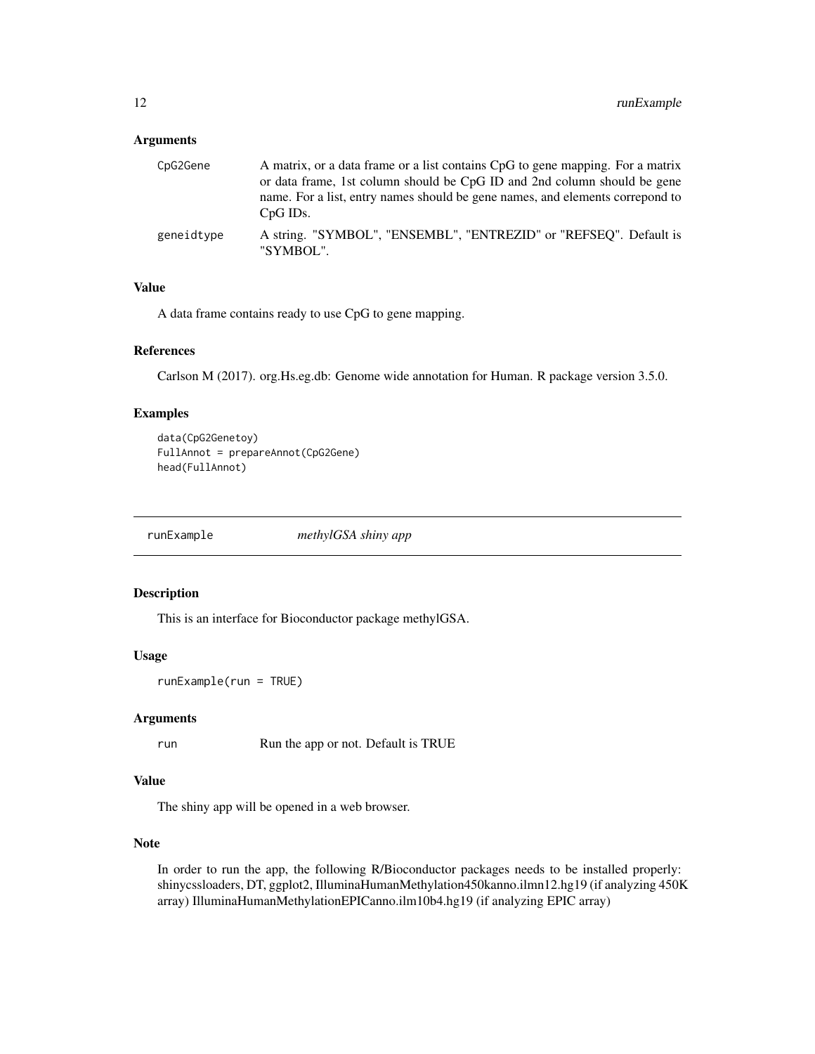### Arguments

| | |
|---|---|
| CpG2Gene | A matrix, or a data frame or a list contains CpG to gene mapping. For a matrix or data frame, 1st column should be CpG ID and 2nd column should be gene name. For a list, entry names should be gene names, and elements correpond to CpG IDs. |
| geneidtype | A string. "SYMBOL", "ENSEMBL", "ENTREZID" or "REFSEQ". Default is "SYMBOL". |

### Value

A data frame contains ready to use CpG to gene mapping.

### References

Carlson M (2017). org.Hs.eg.db: Genome wide annotation for Human. R package version 3.5.0.

### Examples

```
data(CpG2Genetoy)
FullAnnot = prepareAnnot(CpG2Gene)
head(FullAnnot)
```

---

## runExample *methylGSA shiny app*

### Description

This is an interface for Bioconductor package methylGSA.

### Usage

```
runExample(run = TRUE)
```

### Arguments

| | |
|---|---|
| run | Run the app or not. Default is TRUE |

### Value

The shiny app will be opened in a web browser.

### Note

In order to run the app, the following R/Bioconductor packages needs to be installed properly: shinycssloaders, DT, ggplot2, IlluminaHumanMethylation450kanno.ilmn12.hg19 (if analyzing 450K array) IlluminaHumanMethylationEPICanno.ilm10b4.hg19 (if analyzing EPIC array)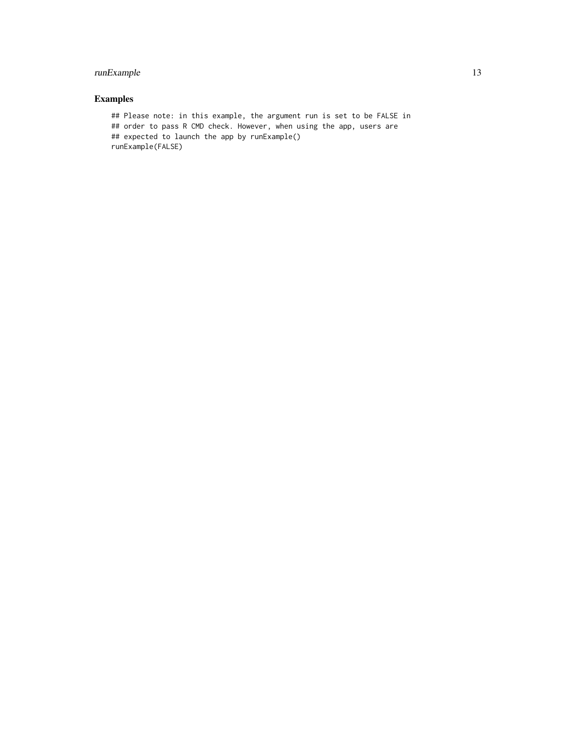## Examples

```
## Please note: in this example, the argument run is set to be FALSE in
## order to pass R CMD check. However, when using the app, users are
## expected to launch the app by runExample()
runExample(FALSE)
```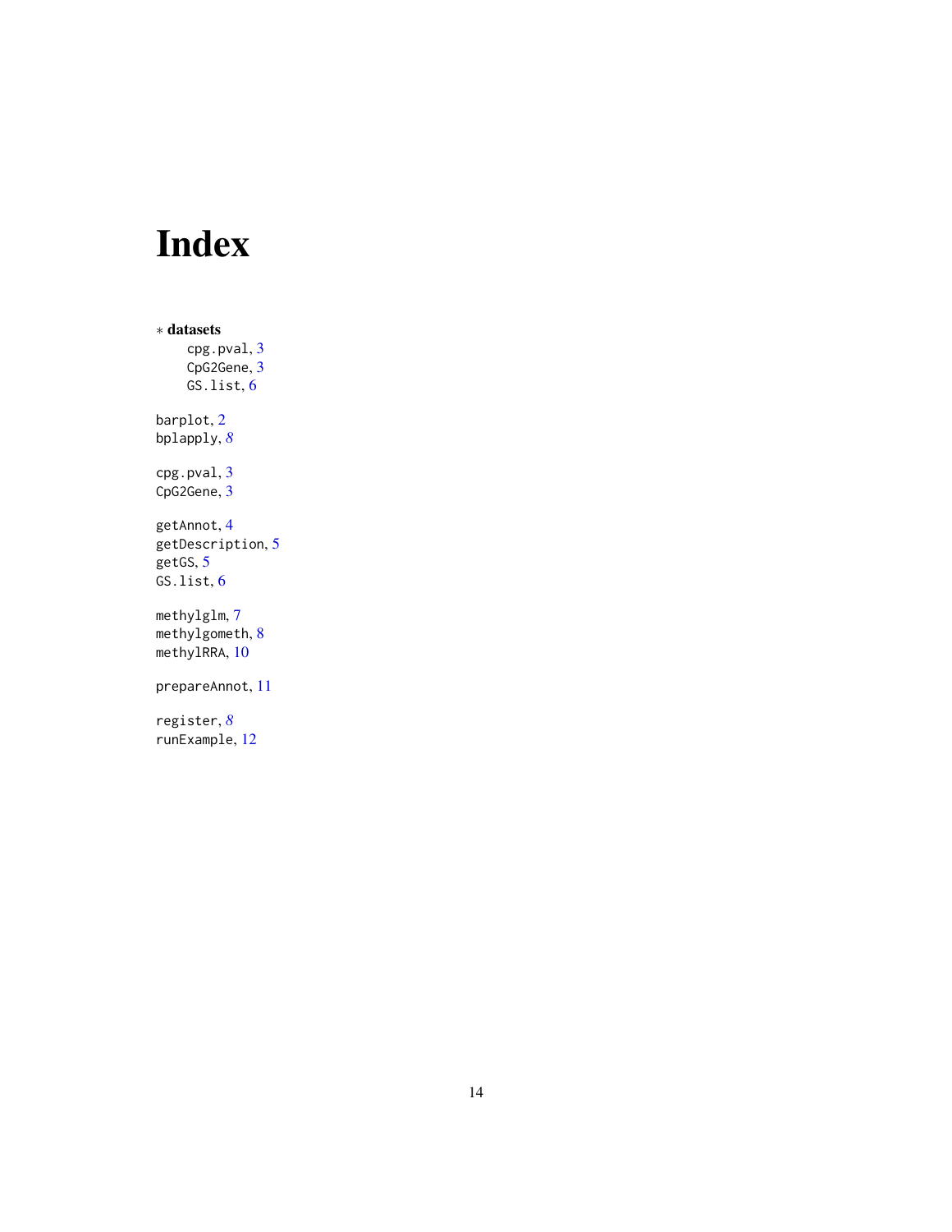# Index

∗ **datasets**
  cpg.pval, 3
  CpG2Gene, 3
  GS.list, 6

barplot, 2
bplapply, *8*

cpg.pval, 3
CpG2Gene, 3

getAnnot, 4
getDescription, 5
getGS, 5
GS.list, 6

methylglm, 7
methylgometh, 8
methylRRA, 10

prepareAnnot, 11

register, *8*
runExample, 12